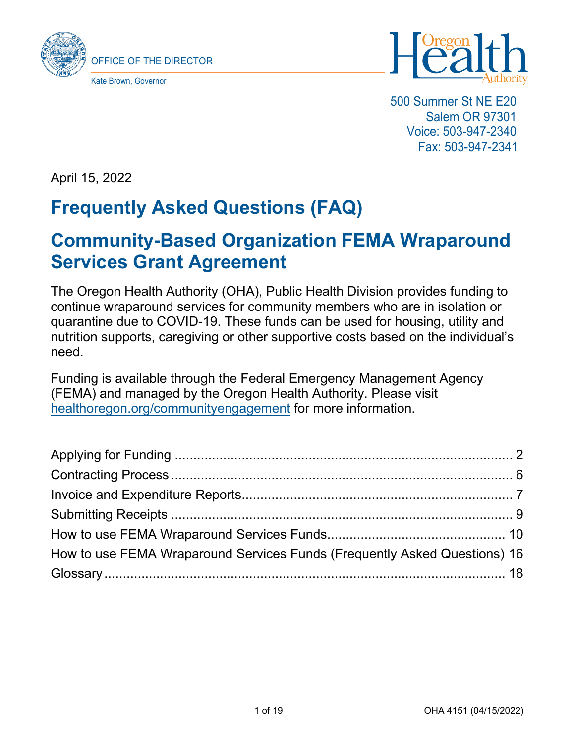OFFICE OF THE DIRECTOR

Kate Brown, Governor

500 Summer St NE E20
Salem OR 97301
Voice: 503-947-2340
Fax: 503-947-2341

April 15, 2022

# Frequently Asked Questions (FAQ)

# Community-Based Organization FEMA Wraparound Services Grant Agreement

The Oregon Health Authority (OHA), Public Health Division provides funding to continue wraparound services for community members who are in isolation or quarantine due to COVID-19. These funds can be used for housing, utility and nutrition supports, caregiving or other supportive costs based on the individual's need.

Funding is available through the Federal Emergency Management Agency (FEMA) and managed by the Oregon Health Authority. Please visit healthoregon.org/communityengagement for more information.

- Applying for Funding ... 2
- Contracting Process ... 6
- Invoice and Expenditure Reports ... 7
- Submitting Receipts ... 9
- How to use FEMA Wraparound Services Funds ... 10
- How to use FEMA Wraparound Services Funds (Frequently Asked Questions) 16
- Glossary ... 18

OHA 4151 (04/15/2022)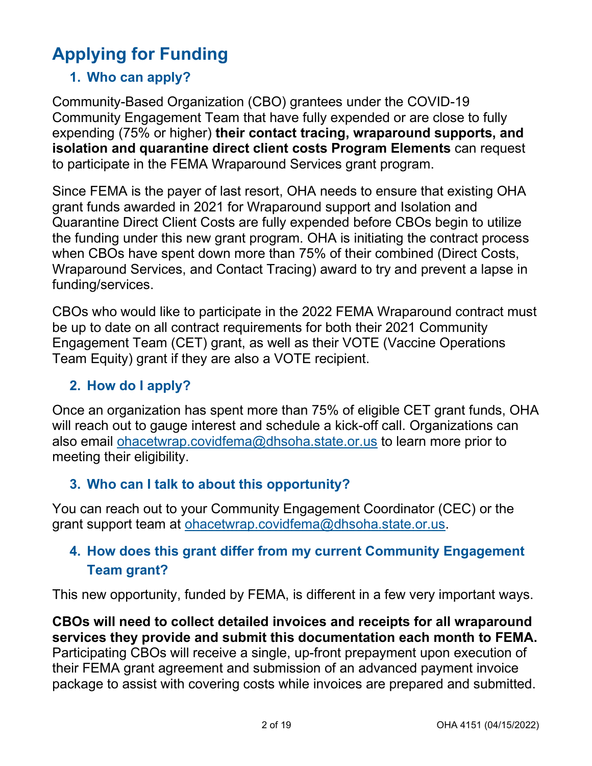# Applying for Funding

## 1. Who can apply?

Community-Based Organization (CBO) grantees under the COVID-19 Community Engagement Team that have fully expended or are close to fully expending (75% or higher) **their contact tracing, wraparound supports, and isolation and quarantine direct client costs Program Elements** can request to participate in the FEMA Wraparound Services grant program.

Since FEMA is the payer of last resort, OHA needs to ensure that existing OHA grant funds awarded in 2021 for Wraparound support and Isolation and Quarantine Direct Client Costs are fully expended before CBOs begin to utilize the funding under this new grant program. OHA is initiating the contract process when CBOs have spent down more than 75% of their combined (Direct Costs, Wraparound Services, and Contact Tracing) award to try and prevent a lapse in funding/services.

CBOs who would like to participate in the 2022 FEMA Wraparound contract must be up to date on all contract requirements for both their 2021 Community Engagement Team (CET) grant, as well as their VOTE (Vaccine Operations Team Equity) grant if they are also a VOTE recipient.

## 2. How do I apply?

Once an organization has spent more than 75% of eligible CET grant funds, OHA will reach out to gauge interest and schedule a kick-off call. Organizations can also email ohacetwrap.covidfema@dhsoha.state.or.us to learn more prior to meeting their eligibility.

## 3. Who can I talk to about this opportunity?

You can reach out to your Community Engagement Coordinator (CEC) or the grant support team at ohacetwrap.covidfema@dhsoha.state.or.us.

## 4. How does this grant differ from my current Community Engagement Team grant?

This new opportunity, funded by FEMA, is different in a few very important ways.

**CBOs will need to collect detailed invoices and receipts for all wraparound services they provide and submit this documentation each month to FEMA.** Participating CBOs will receive a single, up-front prepayment upon execution of their FEMA grant agreement and submission of an advanced payment invoice package to assist with covering costs while invoices are prepared and submitted.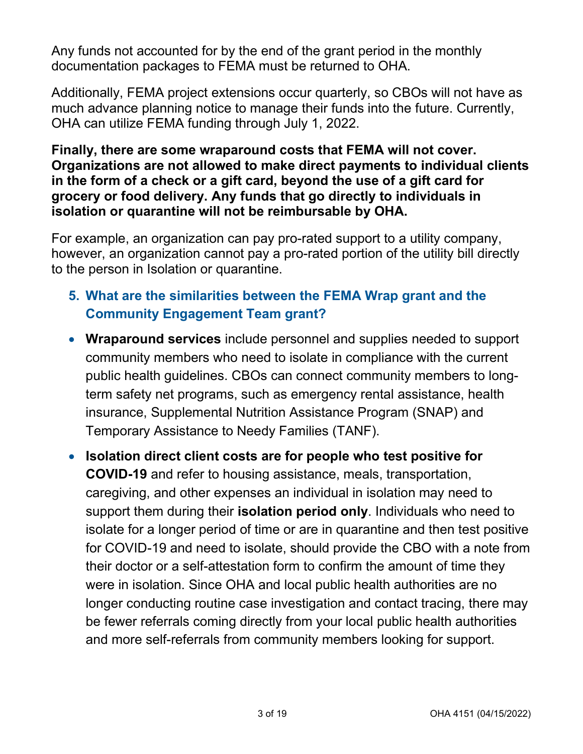Any funds not accounted for by the end of the grant period in the monthly documentation packages to FEMA must be returned to OHA.

Additionally, FEMA project extensions occur quarterly, so CBOs will not have as much advance planning notice to manage their funds into the future. Currently, OHA can utilize FEMA funding through July 1, 2022.

**Finally, there are some wraparound costs that FEMA will not cover. Organizations are not allowed to make direct payments to individual clients in the form of a check or a gift card, beyond the use of a gift card for grocery or food delivery. Any funds that go directly to individuals in isolation or quarantine will not be reimbursable by OHA.**

For example, an organization can pay pro-rated support to a utility company, however, an organization cannot pay a pro-rated portion of the utility bill directly to the person in Isolation or quarantine.

### 5. What are the similarities between the FEMA Wrap grant and the Community Engagement Team grant?

- **Wraparound services** include personnel and supplies needed to support community members who need to isolate in compliance with the current public health guidelines. CBOs can connect community members to long-term safety net programs, such as emergency rental assistance, health insurance, Supplemental Nutrition Assistance Program (SNAP) and Temporary Assistance to Needy Families (TANF).
- **Isolation direct client costs are for people who test positive for COVID-19** and refer to housing assistance, meals, transportation, caregiving, and other expenses an individual in isolation may need to support them during their **isolation period only**. Individuals who need to isolate for a longer period of time or are in quarantine and then test positive for COVID-19 and need to isolate, should provide the CBO with a note from their doctor or a self-attestation form to confirm the amount of time they were in isolation. Since OHA and local public health authorities are no longer conducting routine case investigation and contact tracing, there may be fewer referrals coming directly from your local public health authorities and more self-referrals from community members looking for support.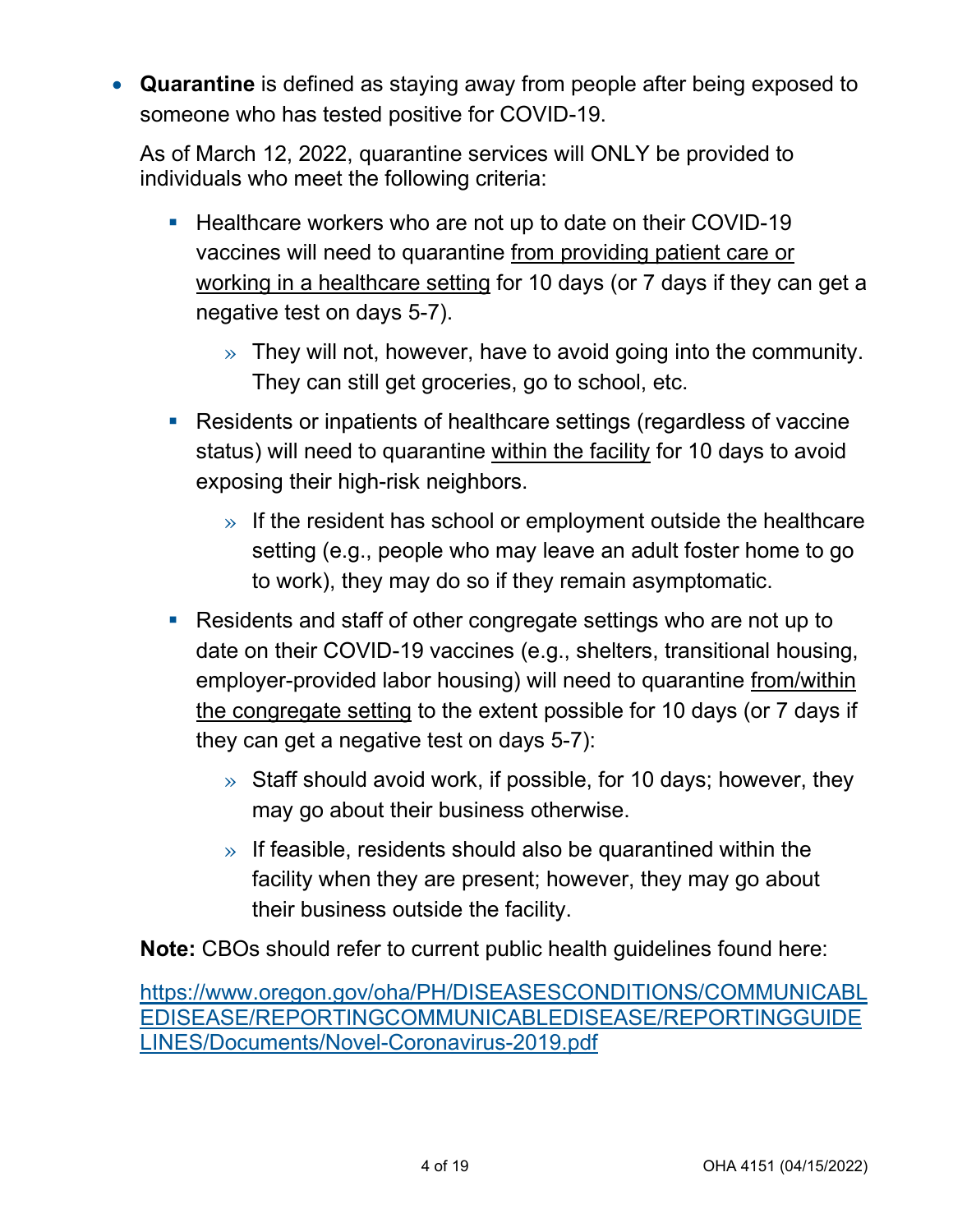- **Quarantine** is defined as staying away from people after being exposed to someone who has tested positive for COVID-19.

  As of March 12, 2022, quarantine services will ONLY be provided to individuals who meet the following criteria:

  - Healthcare workers who are not up to date on their COVID-19 vaccines will need to quarantine from providing patient care or working in a healthcare setting for 10 days (or 7 days if they can get a negative test on days 5-7).
    - They will not, however, have to avoid going into the community. They can still get groceries, go to school, etc.
  - Residents or inpatients of healthcare settings (regardless of vaccine status) will need to quarantine within the facility for 10 days to avoid exposing their high-risk neighbors.
    - If the resident has school or employment outside the healthcare setting (e.g., people who may leave an adult foster home to go to work), they may do so if they remain asymptomatic.
  - Residents and staff of other congregate settings who are not up to date on their COVID-19 vaccines (e.g., shelters, transitional housing, employer-provided labor housing) will need to quarantine from/within the congregate setting to the extent possible for 10 days (or 7 days if they can get a negative test on days 5-7):
    - Staff should avoid work, if possible, for 10 days; however, they may go about their business otherwise.
    - If feasible, residents should also be quarantined within the facility when they are present; however, they may go about their business outside the facility.

  **Note:** CBOs should refer to current public health guidelines found here:

  https://www.oregon.gov/oha/PH/DISEASESCONDITIONS/COMMUNICABLEDISEASE/REPORTINGCOMMUNICABLEDISEASE/REPORTINGGUIDELINES/Documents/Novel-Coronavirus-2019.pdf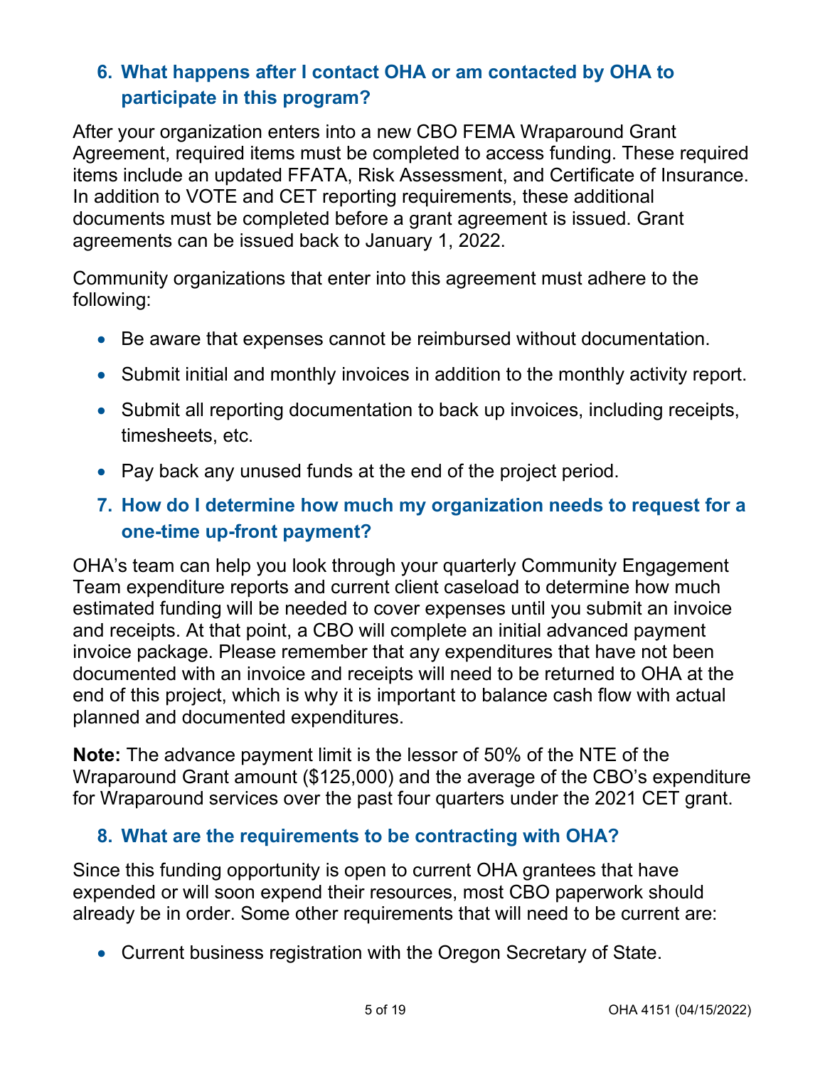## 6. What happens after I contact OHA or am contacted by OHA to participate in this program?

After your organization enters into a new CBO FEMA Wraparound Grant Agreement, required items must be completed to access funding. These required items include an updated FFATA, Risk Assessment, and Certificate of Insurance. In addition to VOTE and CET reporting requirements, these additional documents must be completed before a grant agreement is issued. Grant agreements can be issued back to January 1, 2022.

Community organizations that enter into this agreement must adhere to the following:

- Be aware that expenses cannot be reimbursed without documentation.
- Submit initial and monthly invoices in addition to the monthly activity report.
- Submit all reporting documentation to back up invoices, including receipts, timesheets, etc.
- Pay back any unused funds at the end of the project period.

## 7. How do I determine how much my organization needs to request for a one-time up-front payment?

OHA's team can help you look through your quarterly Community Engagement Team expenditure reports and current client caseload to determine how much estimated funding will be needed to cover expenses until you submit an invoice and receipts. At that point, a CBO will complete an initial advanced payment invoice package. Please remember that any expenditures that have not been documented with an invoice and receipts will need to be returned to OHA at the end of this project, which is why it is important to balance cash flow with actual planned and documented expenditures.

**Note:** The advance payment limit is the lessor of 50% of the NTE of the Wraparound Grant amount ($125,000) and the average of the CBO's expenditure for Wraparound services over the past four quarters under the 2021 CET grant.

## 8. What are the requirements to be contracting with OHA?

Since this funding opportunity is open to current OHA grantees that have expended or will soon expend their resources, most CBO paperwork should already be in order. Some other requirements that will need to be current are:

- Current business registration with the Oregon Secretary of State.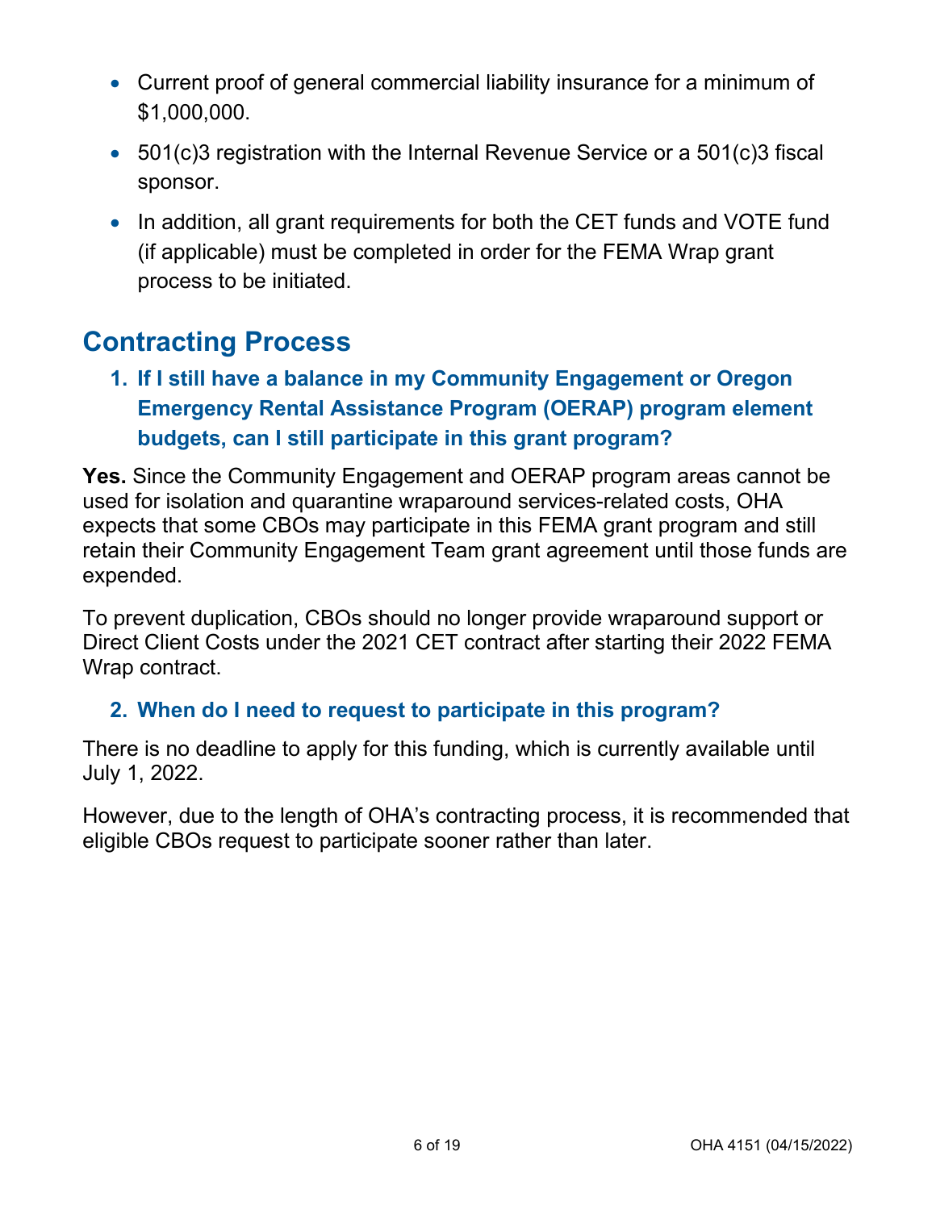- Current proof of general commercial liability insurance for a minimum of $1,000,000.
- 501(c)3 registration with the Internal Revenue Service or a 501(c)3 fiscal sponsor.
- In addition, all grant requirements for both the CET funds and VOTE fund (if applicable) must be completed in order for the FEMA Wrap grant process to be initiated.

## Contracting Process

### 1. If I still have a balance in my Community Engagement or Oregon Emergency Rental Assistance Program (OERAP) program element budgets, can I still participate in this grant program?

**Yes.** Since the Community Engagement and OERAP program areas cannot be used for isolation and quarantine wraparound services-related costs, OHA expects that some CBOs may participate in this FEMA grant program and still retain their Community Engagement Team grant agreement until those funds are expended.

To prevent duplication, CBOs should no longer provide wraparound support or Direct Client Costs under the 2021 CET contract after starting their 2022 FEMA Wrap contract.

### 2. When do I need to request to participate in this program?

There is no deadline to apply for this funding, which is currently available until July 1, 2022.

However, due to the length of OHA's contracting process, it is recommended that eligible CBOs request to participate sooner rather than later.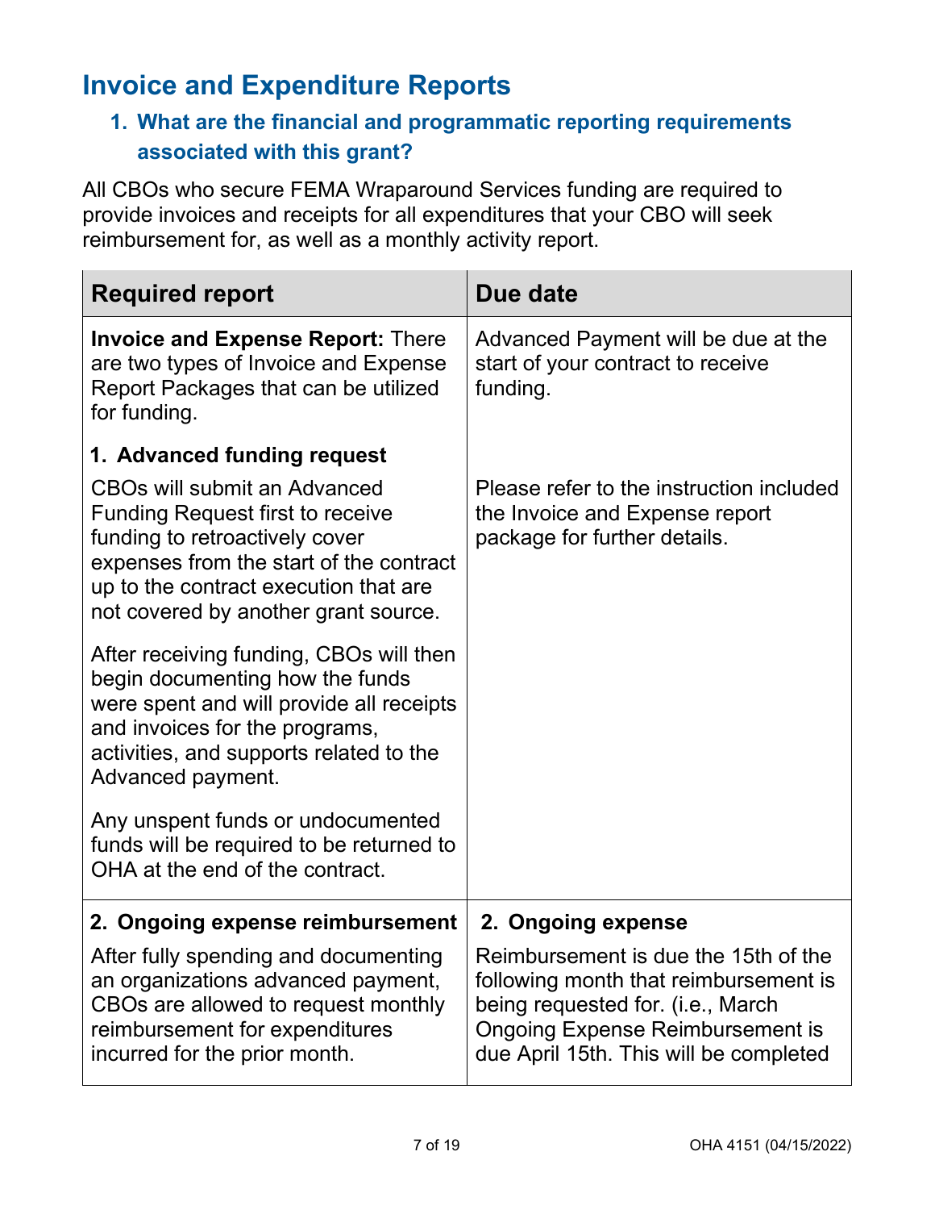# Invoice and Expenditure Reports

## 1. What are the financial and programmatic reporting requirements associated with this grant?

All CBOs who secure FEMA Wraparound Services funding are required to provide invoices and receipts for all expenditures that your CBO will seek reimbursement for, as well as a monthly activity report.

| Required report | Due date |
|---|---|
| **Invoice and Expense Report:** There are two types of Invoice and Expense Report Packages that can be utilized for funding.<br><br>**1. Advanced funding request**<br><br>CBOs will submit an Advanced Funding Request first to receive funding to retroactively cover expenses from the start of the contract up to the contract execution that are not covered by another grant source.<br><br>After receiving funding, CBOs will then begin documenting how the funds were spent and will provide all receipts and invoices for the programs, activities, and supports related to the Advanced payment.<br><br>Any unspent funds or undocumented funds will be required to be returned to OHA at the end of the contract. | Advanced Payment will be due at the start of your contract to receive funding.<br><br>Please refer to the instruction included the Invoice and Expense report package for further details. |
| **2. Ongoing expense reimbursement**<br><br>After fully spending and documenting an organizations advanced payment, CBOs are allowed to request monthly reimbursement for expenditures incurred for the prior month. | **2. Ongoing expense**<br><br>Reimbursement is due the 15th of the following month that reimbursement is being requested for. (i.e., March Ongoing Expense Reimbursement is due April 15th. This will be completed |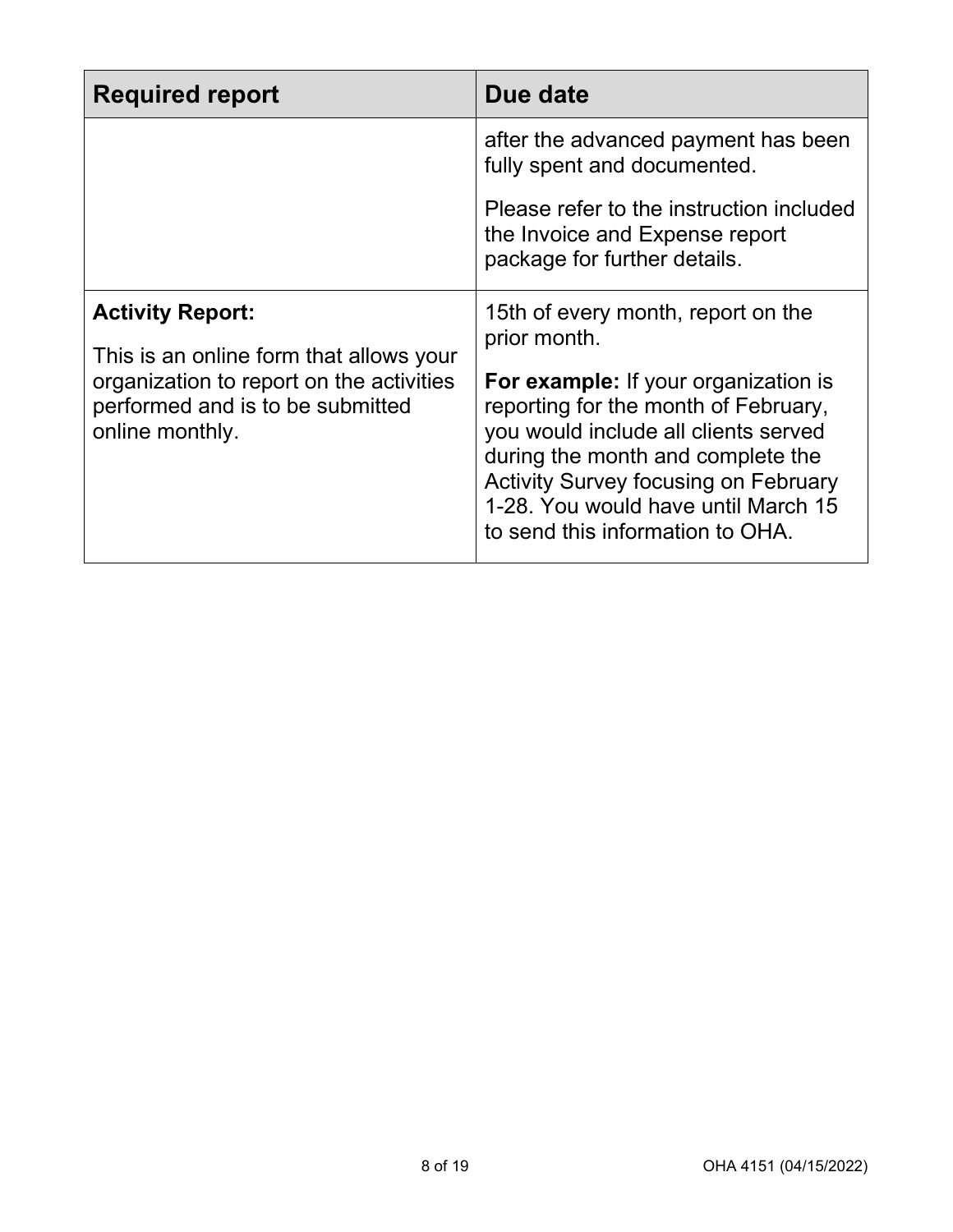| Required report | Due date |
| --- | --- |
| | after the advanced payment has been fully spent and documented.<br><br>Please refer to the instruction included the Invoice and Expense report package for further details. |
| **Activity Report:**<br><br>This is an online form that allows your organization to report on the activities performed and is to be submitted online monthly. | 15th of every month, report on the prior month.<br><br>**For example:** If your organization is reporting for the month of February, you would include all clients served during the month and complete the Activity Survey focusing on February 1-28. You would have until March 15 to send this information to OHA. |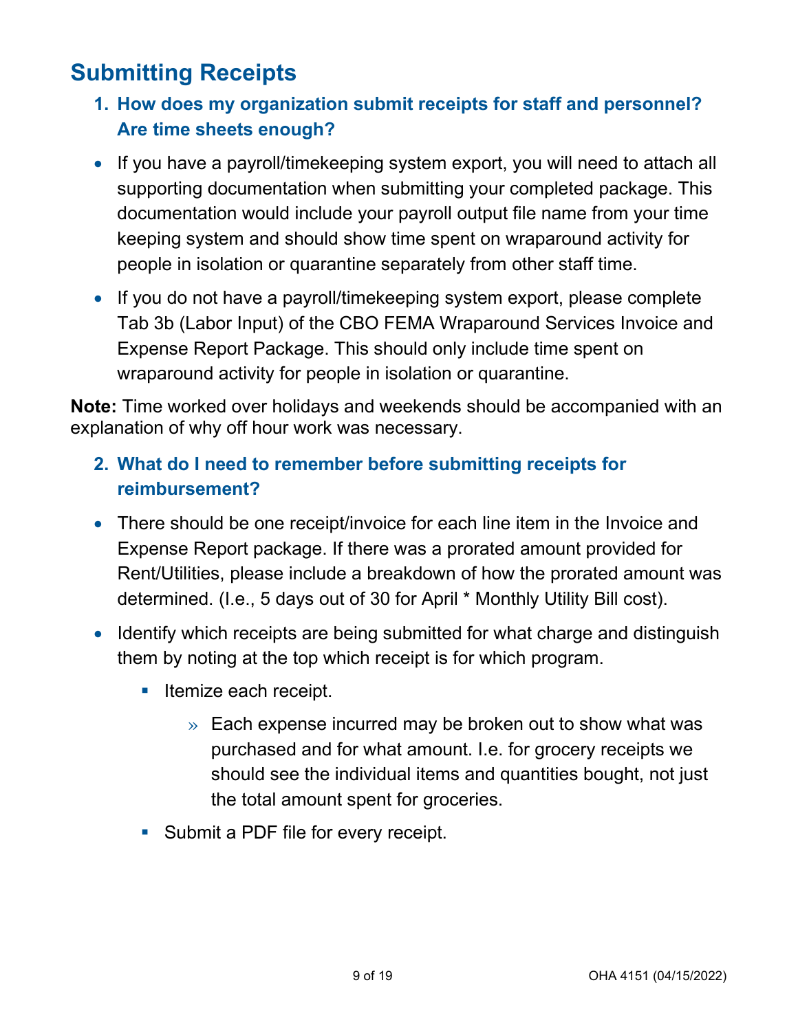## Submitting Receipts

### 1. How does my organization submit receipts for staff and personnel? Are time sheets enough?

- If you have a payroll/timekeeping system export, you will need to attach all supporting documentation when submitting your completed package. This documentation would include your payroll output file name from your time keeping system and should show time spent on wraparound activity for people in isolation or quarantine separately from other staff time.
- If you do not have a payroll/timekeeping system export, please complete Tab 3b (Labor Input) of the CBO FEMA Wraparound Services Invoice and Expense Report Package. This should only include time spent on wraparound activity for people in isolation or quarantine.

**Note:** Time worked over holidays and weekends should be accompanied with an explanation of why off hour work was necessary.

### 2. What do I need to remember before submitting receipts for reimbursement?

- There should be one receipt/invoice for each line item in the Invoice and Expense Report package. If there was a prorated amount provided for Rent/Utilities, please include a breakdown of how the prorated amount was determined. (I.e., 5 days out of 30 for April * Monthly Utility Bill cost).
- Identify which receipts are being submitted for what charge and distinguish them by noting at the top which receipt is for which program.
  - Itemize each receipt.
    - Each expense incurred may be broken out to show what was purchased and for what amount. I.e. for grocery receipts we should see the individual items and quantities bought, not just the total amount spent for groceries.
  - Submit a PDF file for every receipt.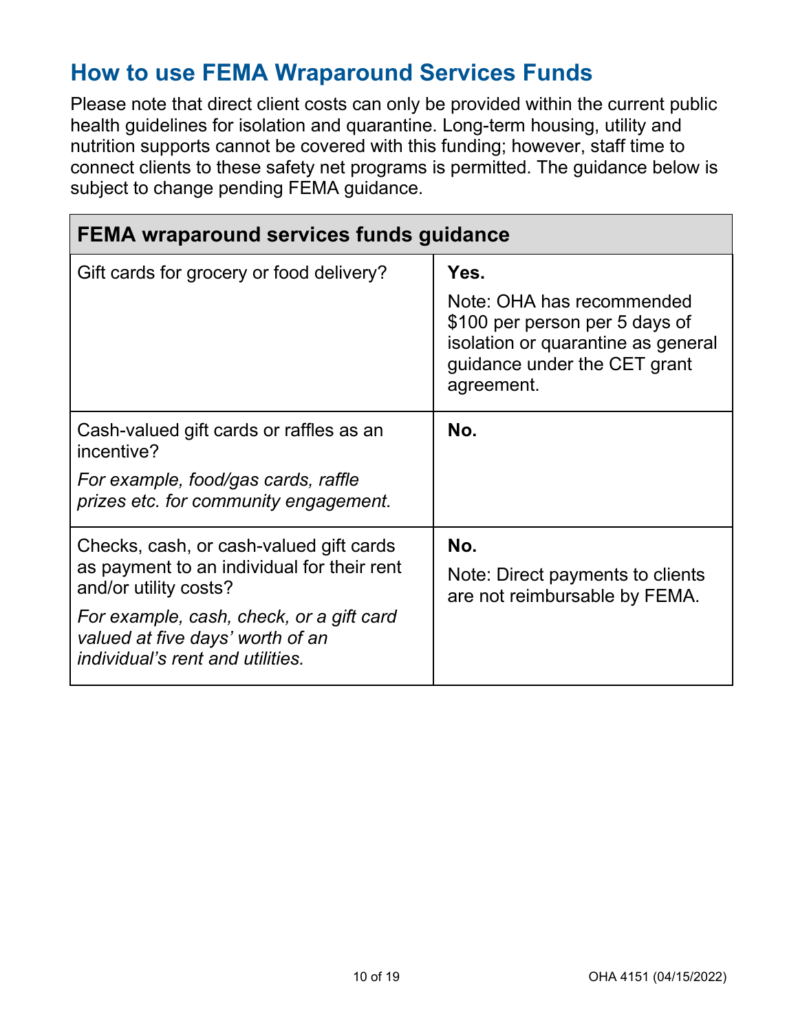## How to use FEMA Wraparound Services Funds

Please note that direct client costs can only be provided within the current public health guidelines for isolation and quarantine. Long-term housing, utility and nutrition supports cannot be covered with this funding; however, staff time to connect clients to these safety net programs is permitted. The guidance below is subject to change pending FEMA guidance.

| FEMA wraparound services funds guidance | |
|---|---|
| Gift cards for grocery or food delivery? | **Yes.**<br>Note: OHA has recommended $100 per person per 5 days of isolation or quarantine as general guidance under the CET grant agreement. |
| Cash-valued gift cards or raffles as an incentive?<br>*For example, food/gas cards, raffle prizes etc. for community engagement.* | **No.** |
| Checks, cash, or cash-valued gift cards as payment to an individual for their rent and/or utility costs?<br>*For example, cash, check, or a gift card valued at five days' worth of an individual's rent and utilities.* | **No.**<br>Note: Direct payments to clients are not reimbursable by FEMA. |

OHA 4151 (04/15/2022)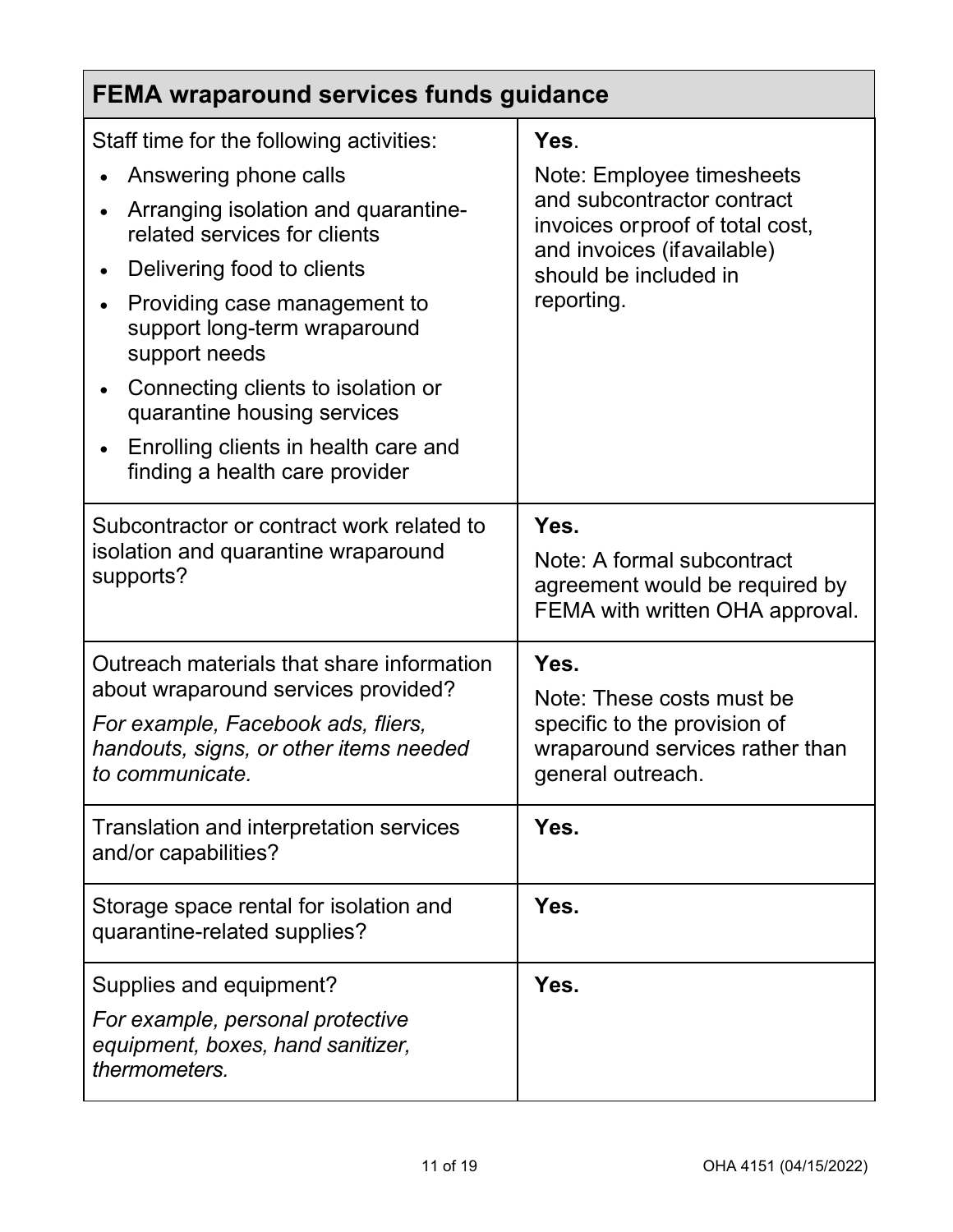| FEMA wraparound services funds guidance | |
|---|---|
| Staff time for the following activities:<br>• Answering phone calls<br>• Arranging isolation and quarantine-related services for clients<br>• Delivering food to clients<br>• Providing case management to support long-term wraparound support needs<br>• Connecting clients to isolation or quarantine housing services<br>• Enrolling clients in health care and finding a health care provider | **Yes**.<br>Note: Employee timesheets and subcontractor contract invoices orproof of total cost, and invoices (ifavailable) should be included in reporting. |
| Subcontractor or contract work related to isolation and quarantine wraparound supports? | **Yes.**<br>Note: A formal subcontract agreement would be required by FEMA with written OHA approval. |
| Outreach materials that share information about wraparound services provided?<br>*For example, Facebook ads, fliers, handouts, signs, or other items needed to communicate.* | **Yes.**<br>Note: These costs must be specific to the provision of wraparound services rather than general outreach. |
| Translation and interpretation services and/or capabilities? | **Yes.** |
| Storage space rental for isolation and quarantine-related supplies? | **Yes.** |
| Supplies and equipment?<br>*For example, personal protective equipment, boxes, hand sanitizer, thermometers.* | **Yes.** |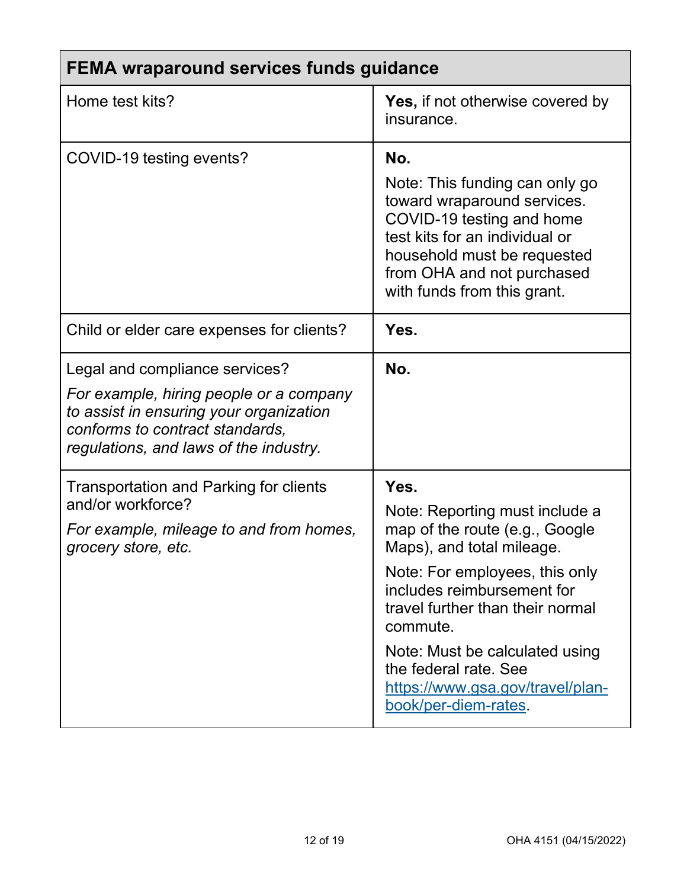| FEMA wraparound services funds guidance | |
|---|---|
| Home test kits? | **Yes,** if not otherwise covered by insurance. |
| COVID-19 testing events? | **No.**<br><br>Note: This funding can only go toward wraparound services. COVID-19 testing and home test kits for an individual or household must be requested from OHA and not purchased with funds from this grant. |
| Child or elder care expenses for clients? | **Yes.** |
| Legal and compliance services?<br><br>*For example, hiring people or a company to assist in ensuring your organization conforms to contract standards, regulations, and laws of the industry.* | **No.** |
| Transportation and Parking for clients and/or workforce?<br><br>*For example, mileage to and from homes, grocery store, etc.* | **Yes.**<br><br>Note: Reporting must include a map of the route (e.g., Google Maps), and total mileage.<br><br>Note: For employees, this only includes reimbursement for travel further than their normal commute.<br><br>Note: Must be calculated using the federal rate. See [https://www.gsa.gov/travel/plan-book/per-diem-rates](https://www.gsa.gov/travel/plan-book/per-diem-rates). |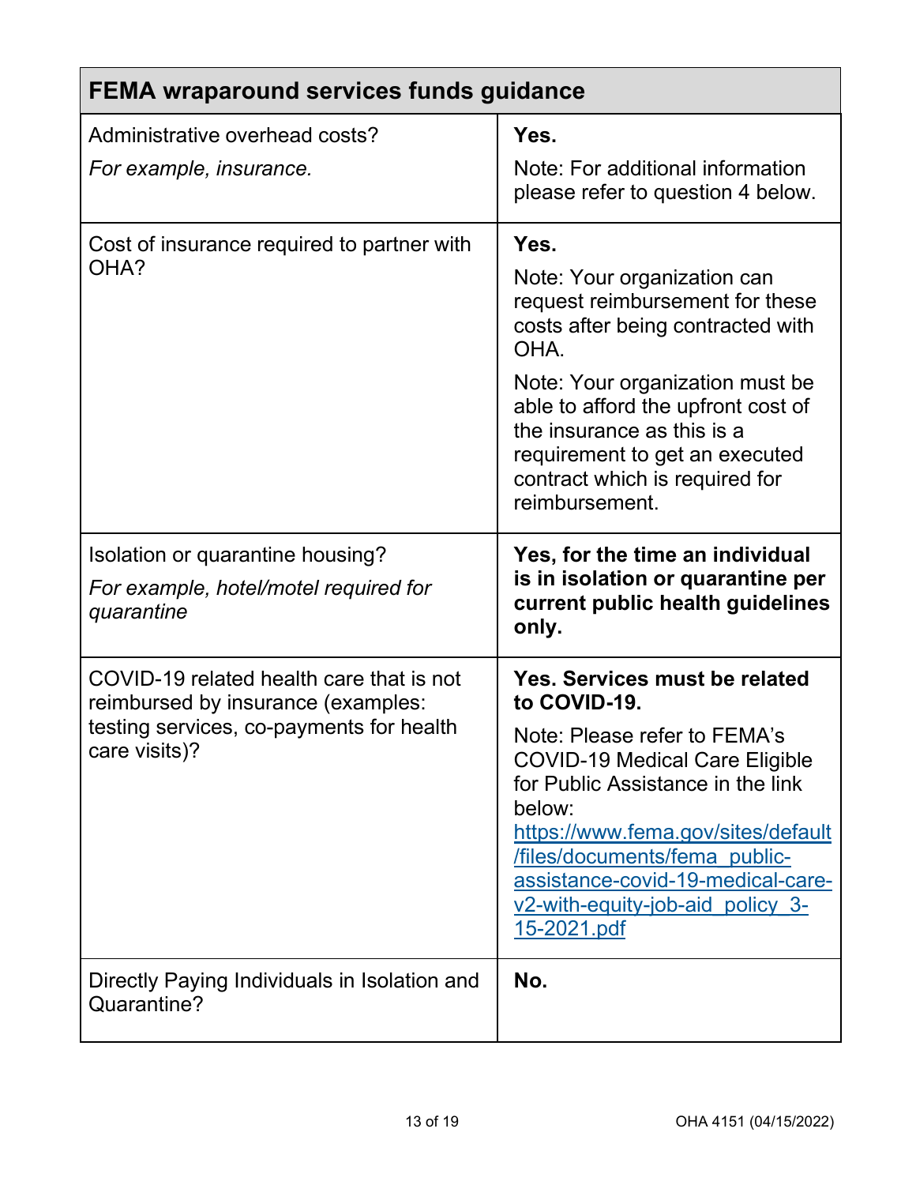| FEMA wraparound services funds guidance | |
|---|---|
| Administrative overhead costs?<br>*For example, insurance.* | **Yes.**<br>Note: For additional information please refer to question 4 below. |
| Cost of insurance required to partner with OHA? | **Yes.**<br>Note: Your organization can request reimbursement for these costs after being contracted with OHA.<br>Note: Your organization must be able to afford the upfront cost of the insurance as this is a requirement to get an executed contract which is required for reimbursement. |
| Isolation or quarantine housing?<br>*For example, hotel/motel required for quarantine* | **Yes, for the time an individual is in isolation or quarantine per current public health guidelines only.** |
| COVID-19 related health care that is not reimbursed by insurance (examples: testing services, co-payments for health care visits)? | **Yes. Services must be related to COVID-19.**<br>Note: Please refer to FEMA's COVID-19 Medical Care Eligible for Public Assistance in the link below: [https://www.fema.gov/sites/default/files/documents/fema_public-assistance-covid-19-medical-care-v2-with-equity-job-aid_policy_3-15-2021.pdf](https://www.fema.gov/sites/default/files/documents/fema_public-assistance-covid-19-medical-care-v2-with-equity-job-aid_policy_3-15-2021.pdf) |
| Directly Paying Individuals in Isolation and Quarantine? | **No.** |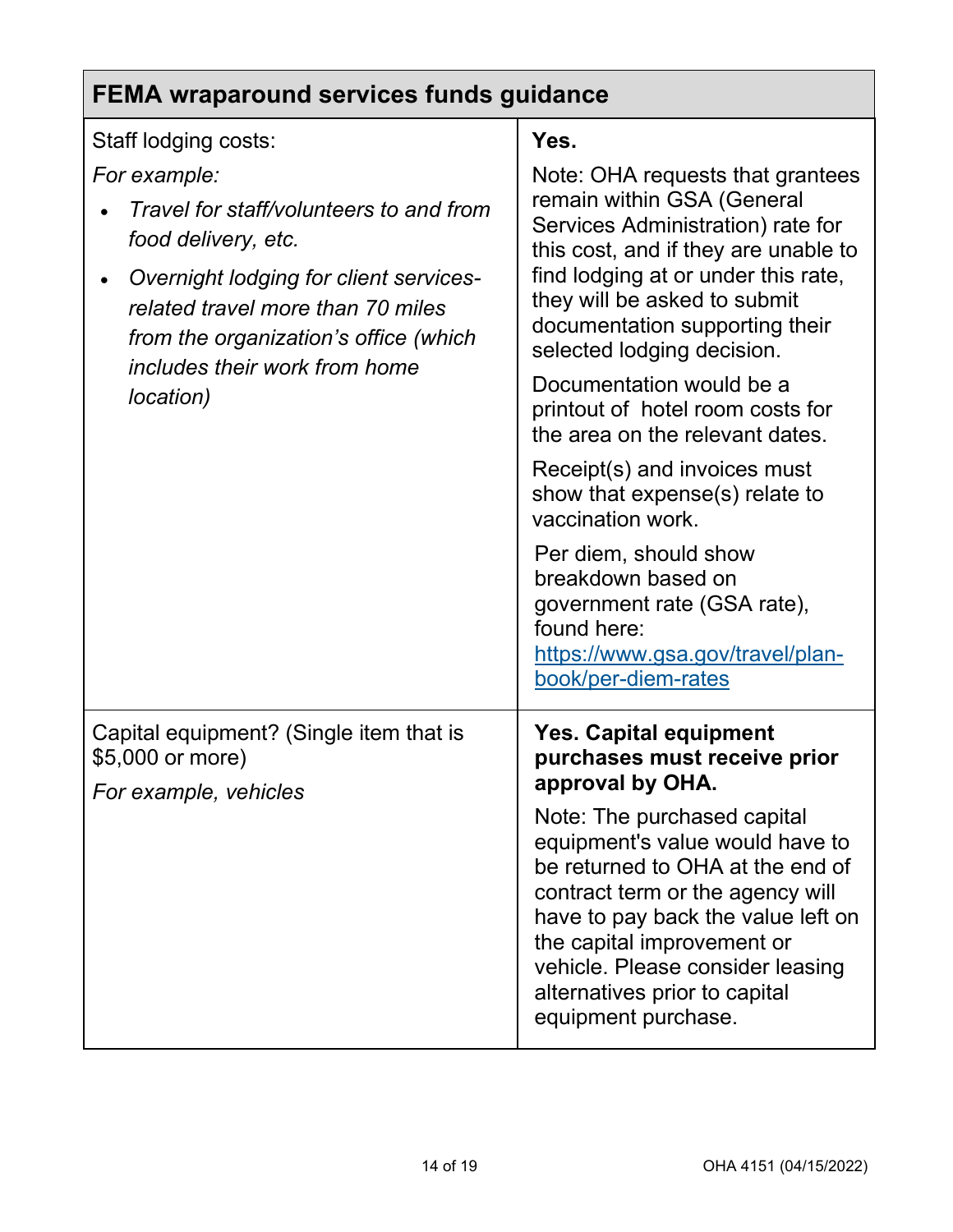| FEMA wraparound services funds guidance | |
|---|---|
| Staff lodging costs:<br>*For example:*<br>• *Travel for staff/volunteers to and from food delivery, etc.*<br>• *Overnight lodging for client services-related travel more than 70 miles from the organization's office (which includes their work from home location)* | **Yes.**<br>Note: OHA requests that grantees remain within GSA (General Services Administration) rate for this cost, and if they are unable to find lodging at or under this rate, they will be asked to submit documentation supporting their selected lodging decision.<br>Documentation would be a printout of hotel room costs for the area on the relevant dates.<br>Receipt(s) and invoices must show that expense(s) relate to vaccination work.<br>Per diem, should show breakdown based on government rate (GSA rate), found here: [https://www.gsa.gov/travel/plan-book/per-diem-rates](https://www.gsa.gov/travel/plan-book/per-diem-rates) |
| Capital equipment? (Single item that is $5,000 or more)<br>*For example, vehicles* | **Yes. Capital equipment purchases must receive prior approval by OHA.**<br>Note: The purchased capital equipment's value would have to be returned to OHA at the end of contract term or the agency will have to pay back the value left on the capital improvement or vehicle. Please consider leasing alternatives prior to capital equipment purchase. |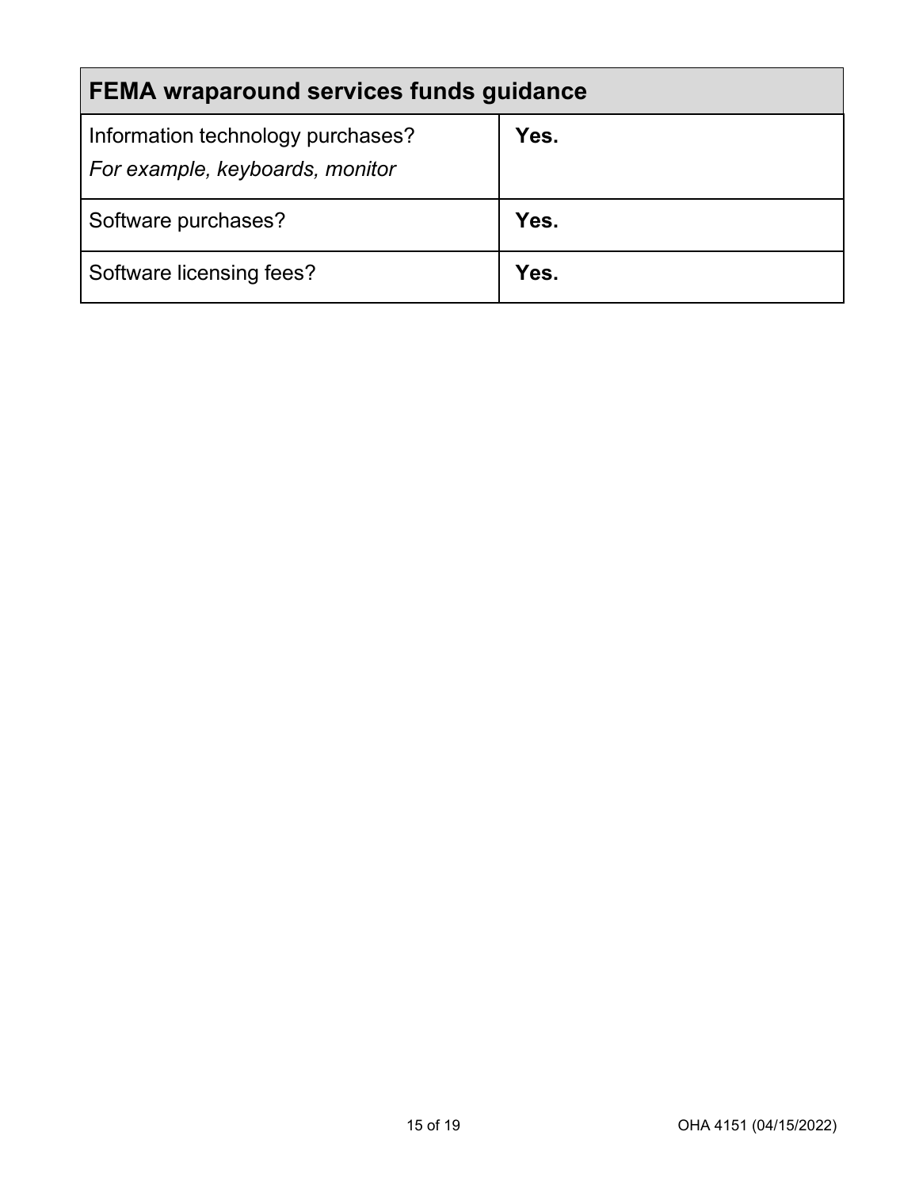| FEMA wraparound services funds guidance | |
|---|---|
| Information technology purchases?<br>*For example, keyboards, monitor* | **Yes.** |
| Software purchases? | **Yes.** |
| Software licensing fees? | **Yes.** |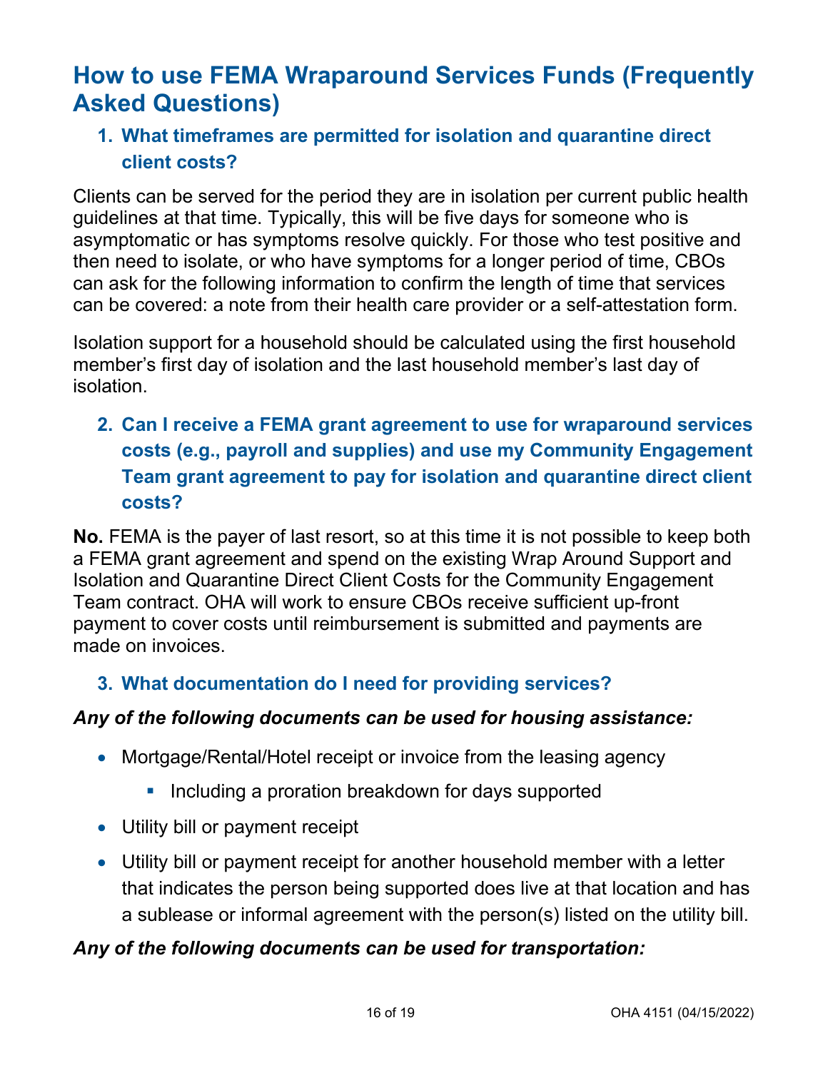## How to use FEMA Wraparound Services Funds (Frequently Asked Questions)

### 1. What timeframes are permitted for isolation and quarantine direct client costs?

Clients can be served for the period they are in isolation per current public health guidelines at that time. Typically, this will be five days for someone who is asymptomatic or has symptoms resolve quickly. For those who test positive and then need to isolate, or who have symptoms for a longer period of time, CBOs can ask for the following information to confirm the length of time that services can be covered: a note from their health care provider or a self-attestation form.

Isolation support for a household should be calculated using the first household member's first day of isolation and the last household member's last day of isolation.

### 2. Can I receive a FEMA grant agreement to use for wraparound services costs (e.g., payroll and supplies) and use my Community Engagement Team grant agreement to pay for isolation and quarantine direct client costs?

**No.** FEMA is the payer of last resort, so at this time it is not possible to keep both a FEMA grant agreement and spend on the existing Wrap Around Support and Isolation and Quarantine Direct Client Costs for the Community Engagement Team contract. OHA will work to ensure CBOs receive sufficient up-front payment to cover costs until reimbursement is submitted and payments are made on invoices.

### 3. What documentation do I need for providing services?

***Any of the following documents can be used for housing assistance:***

- Mortgage/Rental/Hotel receipt or invoice from the leasing agency
  - Including a proration breakdown for days supported
- Utility bill or payment receipt
- Utility bill or payment receipt for another household member with a letter that indicates the person being supported does live at that location and has a sublease or informal agreement with the person(s) listed on the utility bill.

***Any of the following documents can be used for transportation:***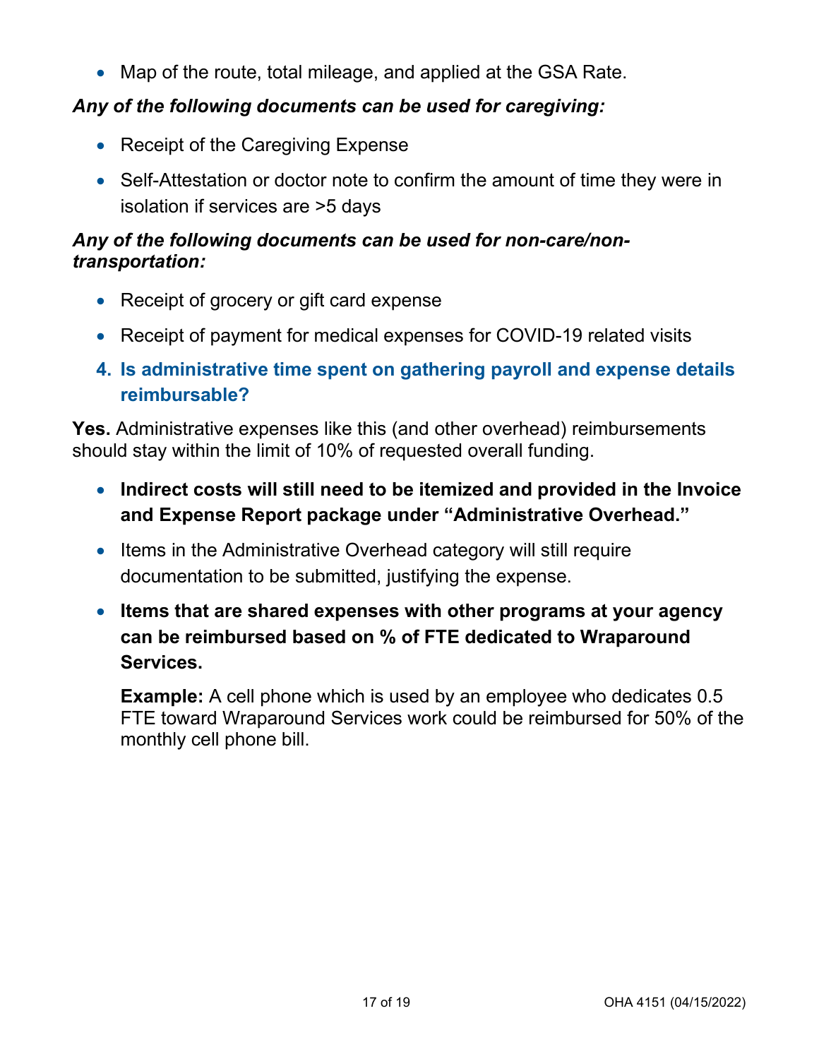- Map of the route, total mileage, and applied at the GSA Rate.

***Any of the following documents can be used for caregiving:***

- Receipt of the Caregiving Expense
- Self-Attestation or doctor note to confirm the amount of time they were in isolation if services are >5 days

***Any of the following documents can be used for non-care/non-transportation:***

- Receipt of grocery or gift card expense
- Receipt of payment for medical expenses for COVID-19 related visits

### 4. Is administrative time spent on gathering payroll and expense details reimbursable?

**Yes.** Administrative expenses like this (and other overhead) reimbursements should stay within the limit of 10% of requested overall funding.

- **Indirect costs will still need to be itemized and provided in the Invoice and Expense Report package under "Administrative Overhead."**
- Items in the Administrative Overhead category will still require documentation to be submitted, justifying the expense.
- **Items that are shared expenses with other programs at your agency can be reimbursed based on % of FTE dedicated to Wraparound Services.**

  **Example:** A cell phone which is used by an employee who dedicates 0.5 FTE toward Wraparound Services work could be reimbursed for 50% of the monthly cell phone bill.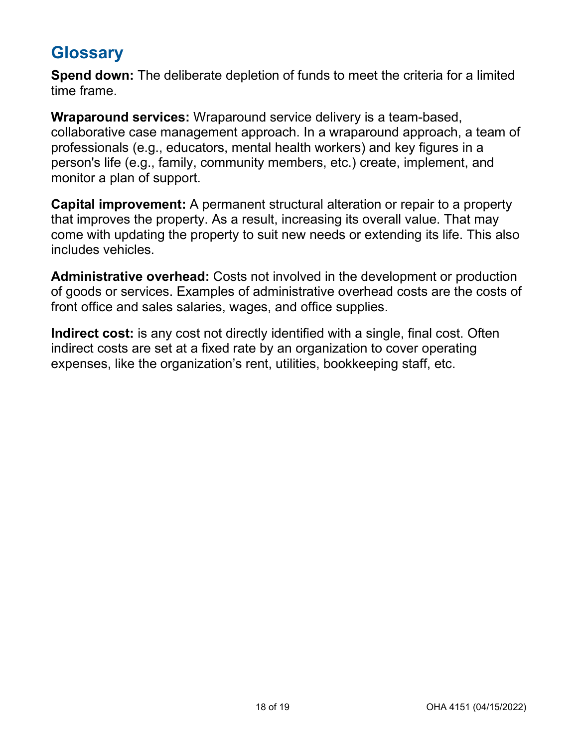## Glossary

**Spend down:** The deliberate depletion of funds to meet the criteria for a limited time frame.

**Wraparound services:** Wraparound service delivery is a team-based, collaborative case management approach. In a wraparound approach, a team of professionals (e.g., educators, mental health workers) and key figures in a person's life (e.g., family, community members, etc.) create, implement, and monitor a plan of support.

**Capital improvement:** A permanent structural alteration or repair to a property that improves the property. As a result, increasing its overall value. That may come with updating the property to suit new needs or extending its life. This also includes vehicles.

**Administrative overhead:** Costs not involved in the development or production of goods or services. Examples of administrative overhead costs are the costs of front office and sales salaries, wages, and office supplies.

**Indirect cost:** is any cost not directly identified with a single, final cost. Often indirect costs are set at a fixed rate by an organization to cover operating expenses, like the organization's rent, utilities, bookkeeping staff, etc.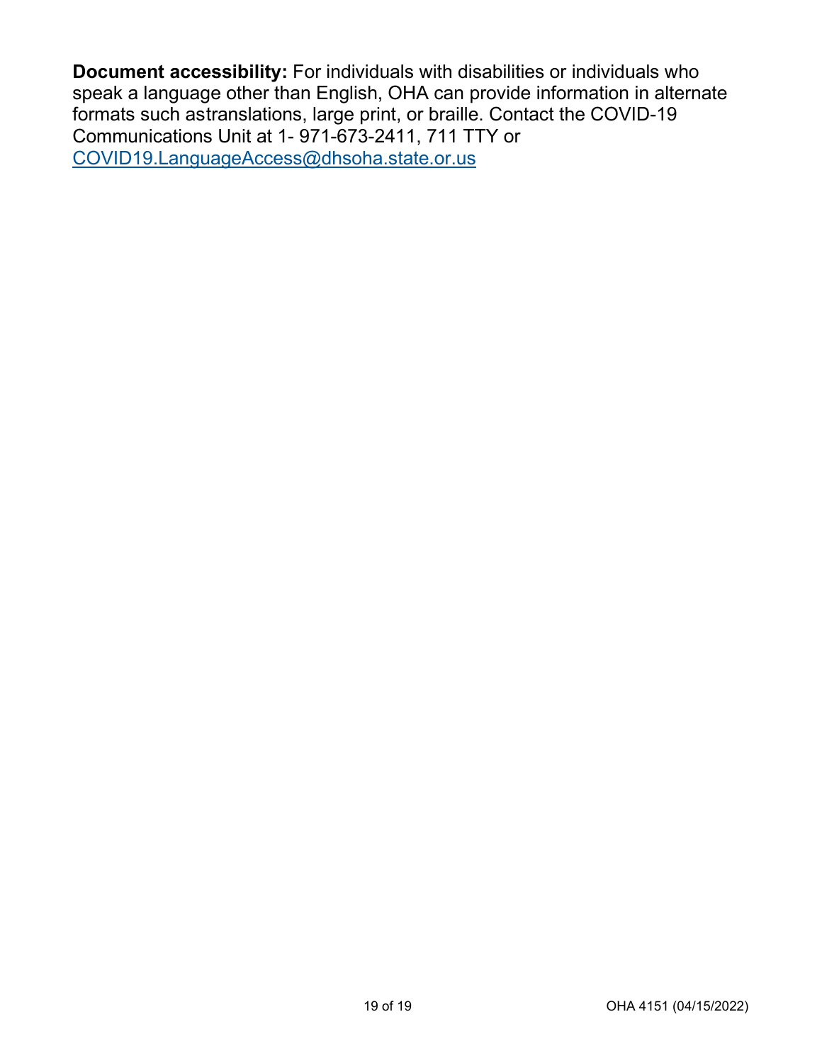**Document accessibility:** For individuals with disabilities or individuals who speak a language other than English, OHA can provide information in alternate formats such astranslations, large print, or braille. Contact the COVID-19 Communications Unit at 1- 971-673-2411, 711 TTY or COVID19.LanguageAccess@dhsoha.state.or.us